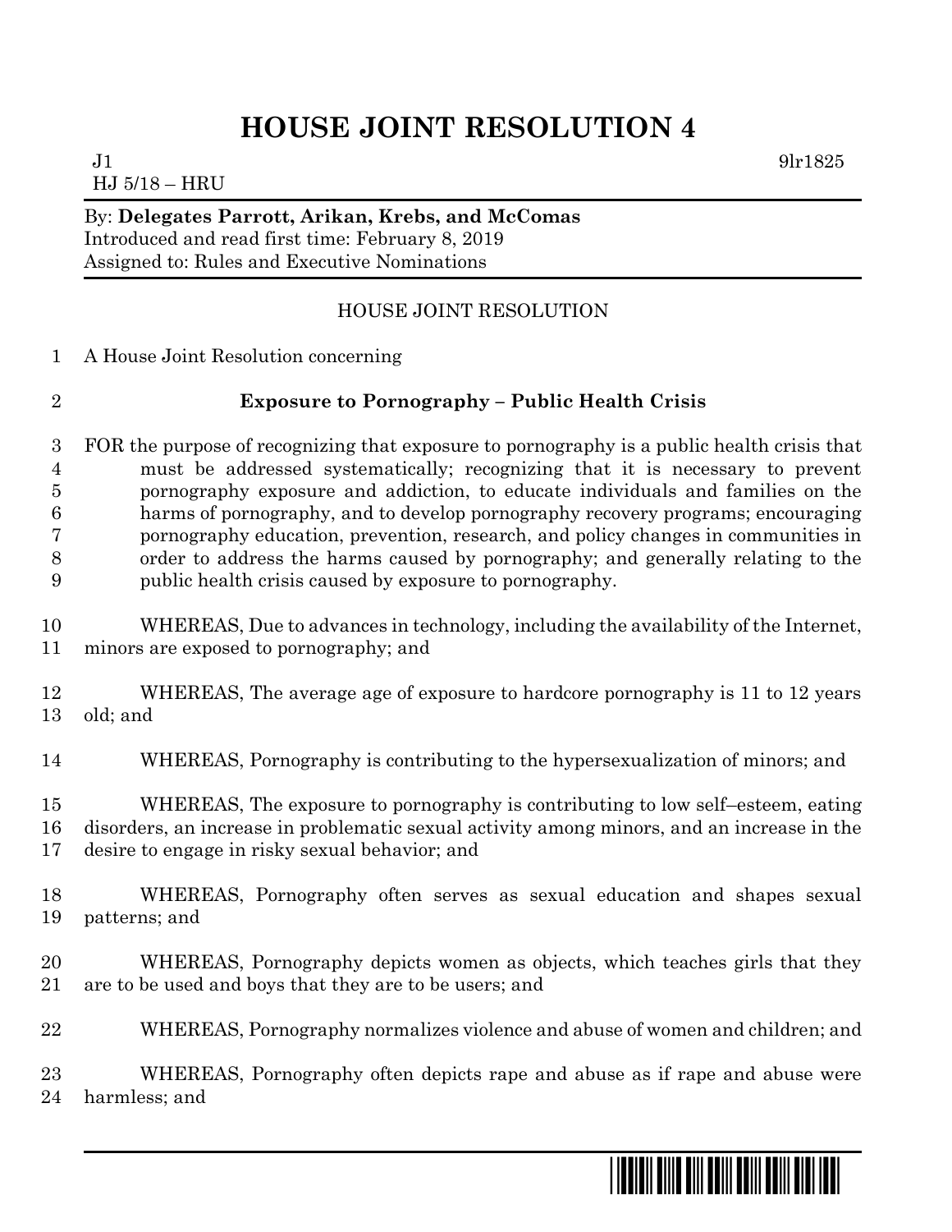# HOUSE JOINT RESOLUTION 4

J1 9lr1825

HJ 5/18 – HRU

By: **Delegates Parrott, Arikan, Krebs, and McComas**
Introduced and read first time: February 8, 2019
Assigned to: Rules and Executive Nominations

## HOUSE JOINT RESOLUTION

A House Joint Resolution concerning

### Exposure to Pornography – Public Health Crisis

FOR the purpose of recognizing that exposure to pornography is a public health crisis that must be addressed systematically; recognizing that it is necessary to prevent pornography exposure and addiction, to educate individuals and families on the harms of pornography, and to develop pornography recovery programs; encouraging pornography education, prevention, research, and policy changes in communities in order to address the harms caused by pornography; and generally relating to the public health crisis caused by exposure to pornography.

WHEREAS, Due to advances in technology, including the availability of the Internet, minors are exposed to pornography; and

WHEREAS, The average age of exposure to hardcore pornography is 11 to 12 years old; and

WHEREAS, Pornography is contributing to the hypersexualization of minors; and

WHEREAS, The exposure to pornography is contributing to low self–esteem, eating disorders, an increase in problematic sexual activity among minors, and an increase in the desire to engage in risky sexual behavior; and

WHEREAS, Pornography often serves as sexual education and shapes sexual patterns; and

WHEREAS, Pornography depicts women as objects, which teaches girls that they are to be used and boys that they are to be users; and

WHEREAS, Pornography normalizes violence and abuse of women and children; and

WHEREAS, Pornography often depicts rape and abuse as if rape and abuse were harmless; and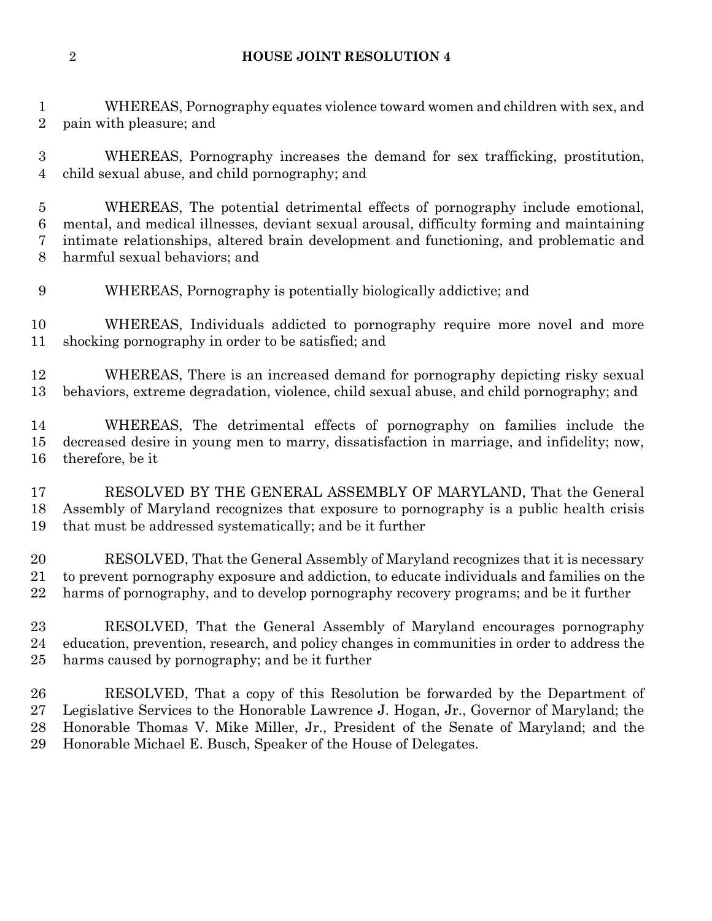WHEREAS, Pornography equates violence toward women and children with sex, and pain with pleasure; and

WHEREAS, Pornography increases the demand for sex trafficking, prostitution, child sexual abuse, and child pornography; and

WHEREAS, The potential detrimental effects of pornography include emotional, mental, and medical illnesses, deviant sexual arousal, difficulty forming and maintaining intimate relationships, altered brain development and functioning, and problematic and harmful sexual behaviors; and

WHEREAS, Pornography is potentially biologically addictive; and

WHEREAS, Individuals addicted to pornography require more novel and more shocking pornography in order to be satisfied; and

WHEREAS, There is an increased demand for pornography depicting risky sexual behaviors, extreme degradation, violence, child sexual abuse, and child pornography; and

WHEREAS, The detrimental effects of pornography on families include the decreased desire in young men to marry, dissatisfaction in marriage, and infidelity; now, therefore, be it

RESOLVED BY THE GENERAL ASSEMBLY OF MARYLAND, That the General Assembly of Maryland recognizes that exposure to pornography is a public health crisis that must be addressed systematically; and be it further

RESOLVED, That the General Assembly of Maryland recognizes that it is necessary to prevent pornography exposure and addiction, to educate individuals and families on the harms of pornography, and to develop pornography recovery programs; and be it further

RESOLVED, That the General Assembly of Maryland encourages pornography education, prevention, research, and policy changes in communities in order to address the harms caused by pornography; and be it further

RESOLVED, That a copy of this Resolution be forwarded by the Department of Legislative Services to the Honorable Lawrence J. Hogan, Jr., Governor of Maryland; the Honorable Thomas V. Mike Miller, Jr., President of the Senate of Maryland; and the Honorable Michael E. Busch, Speaker of the House of Delegates.